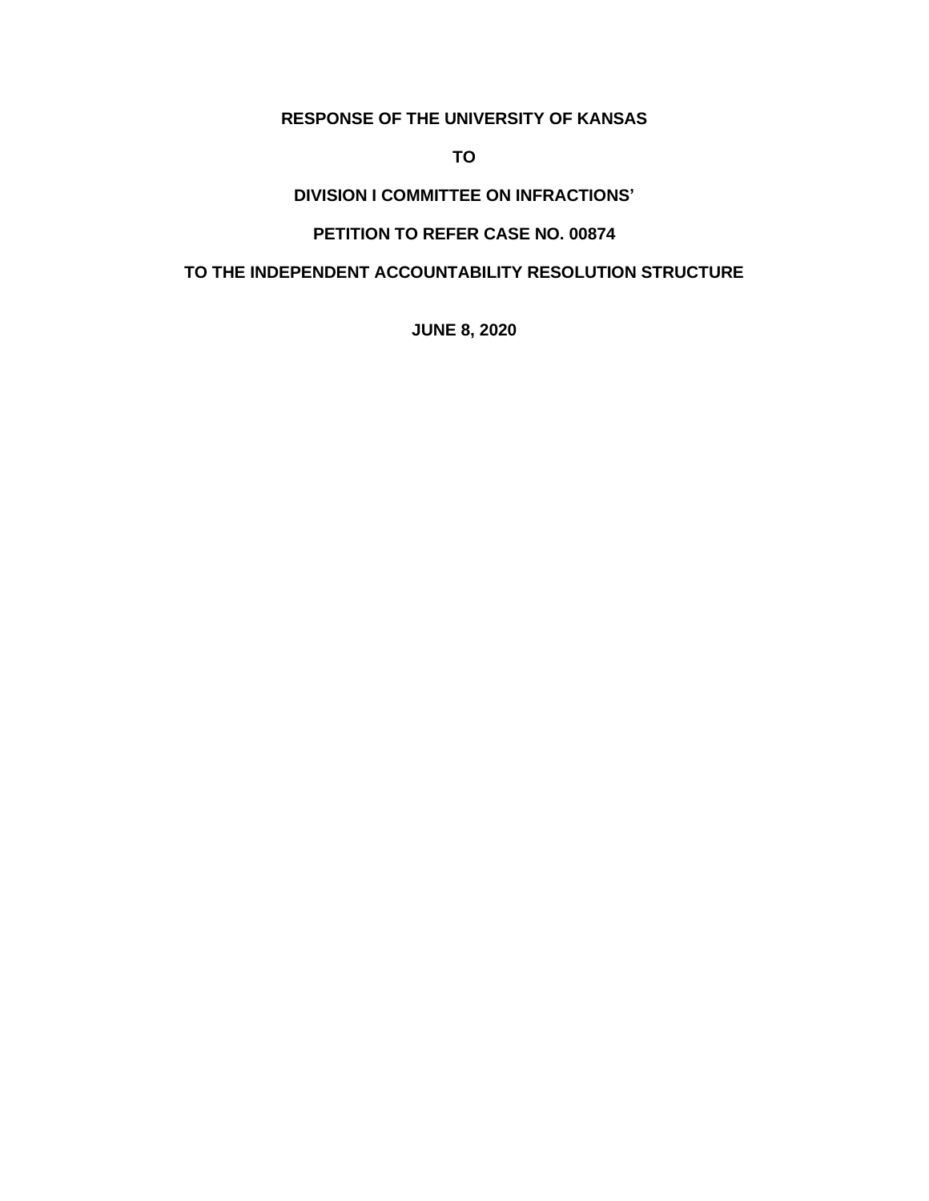**RESPONSE OF THE UNIVERSITY OF KANSAS**

**TO**

**DIVISION I COMMITTEE ON INFRACTIONS'**

**PETITION TO REFER CASE NO. 00874**

**TO THE INDEPENDENT ACCOUNTABILITY RESOLUTION STRUCTURE**

**JUNE 8, 2020**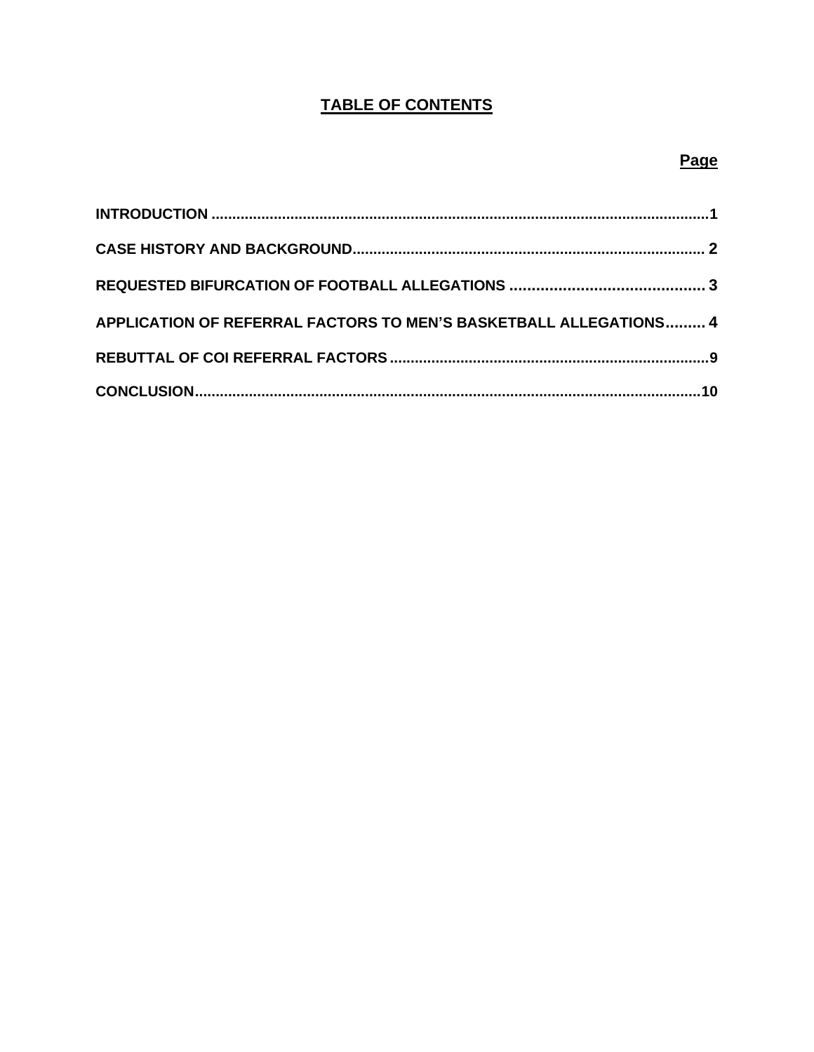# TABLE OF CONTENTS

| | Page |
|---|---|
| INTRODUCTION | 1 |
| CASE HISTORY AND BACKGROUND | 2 |
| REQUESTED BIFURCATION OF FOOTBALL ALLEGATIONS | 3 |
| APPLICATION OF REFERRAL FACTORS TO MEN'S BASKETBALL ALLEGATIONS | 4 |
| REBUTTAL OF COI REFERRAL FACTORS | 9 |
| CONCLUSION | 10 |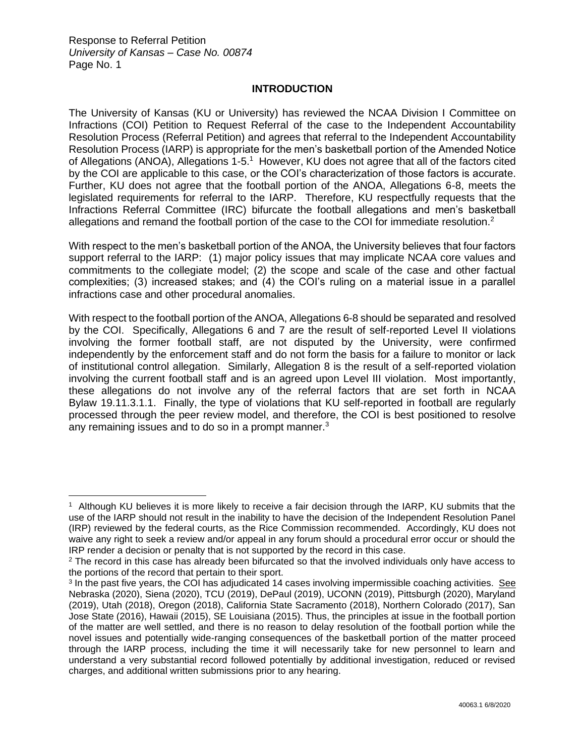## INTRODUCTION

The University of Kansas (KU or University) has reviewed the NCAA Division I Committee on Infractions (COI) Petition to Request Referral of the case to the Independent Accountability Resolution Process (Referral Petition) and agrees that referral to the Independent Accountability Resolution Process (IARP) is appropriate for the men's basketball portion of the Amended Notice of Allegations (ANOA), Allegations 1-5.[1] However, KU does not agree that all of the factors cited by the COI are applicable to this case, or the COI's characterization of those factors is accurate. Further, KU does not agree that the football portion of the ANOA, Allegations 6-8, meets the legislated requirements for referral to the IARP. Therefore, KU respectfully requests that the Infractions Referral Committee (IRC) bifurcate the football allegations and men's basketball allegations and remand the football portion of the case to the COI for immediate resolution.[2]

With respect to the men's basketball portion of the ANOA, the University believes that four factors support referral to the IARP: (1) major policy issues that may implicate NCAA core values and commitments to the collegiate model; (2) the scope and scale of the case and other factual complexities; (3) increased stakes; and (4) the COI's ruling on a material issue in a parallel infractions case and other procedural anomalies.

With respect to the football portion of the ANOA, Allegations 6-8 should be separated and resolved by the COI. Specifically, Allegations 6 and 7 are the result of self-reported Level II violations involving the former football staff, are not disputed by the University, were confirmed independently by the enforcement staff and do not form the basis for a failure to monitor or lack of institutional control allegation. Similarly, Allegation 8 is the result of a self-reported violation involving the current football staff and is an agreed upon Level III violation. Most importantly, these allegations do not involve any of the referral factors that are set forth in NCAA Bylaw 19.11.3.1.1. Finally, the type of violations that KU self-reported in football are regularly processed through the peer review model, and therefore, the COI is best positioned to resolve any remaining issues and to do so in a prompt manner.[3]

---

[1] Although KU believes it is more likely to receive a fair decision through the IARP, KU submits that the use of the IARP should not result in the inability to have the decision of the Independent Resolution Panel (IRP) reviewed by the federal courts, as the Rice Commission recommended. Accordingly, KU does not waive any right to seek a review and/or appeal in any forum should a procedural error occur or should the IRP render a decision or penalty that is not supported by the record in this case.

[2] The record in this case has already been bifurcated so that the involved individuals only have access to the portions of the record that pertain to their sport.

[3] In the past five years, the COI has adjudicated 14 cases involving impermissible coaching activities. See Nebraska (2020), Siena (2020), TCU (2019), DePaul (2019), UCONN (2019), Pittsburgh (2020), Maryland (2019), Utah (2018), Oregon (2018), California State Sacramento (2018), Northern Colorado (2017), San Jose State (2016), Hawaii (2015), SE Louisiana (2015). Thus, the principles at issue in the football portion of the matter are well settled, and there is no reason to delay resolution of the football portion while the novel issues and potentially wide-ranging consequences of the basketball portion of the matter proceed through the IARP process, including the time it will necessarily take for new personnel to learn and understand a very substantial record followed potentially by additional investigation, reduced or revised charges, and additional written submissions prior to any hearing.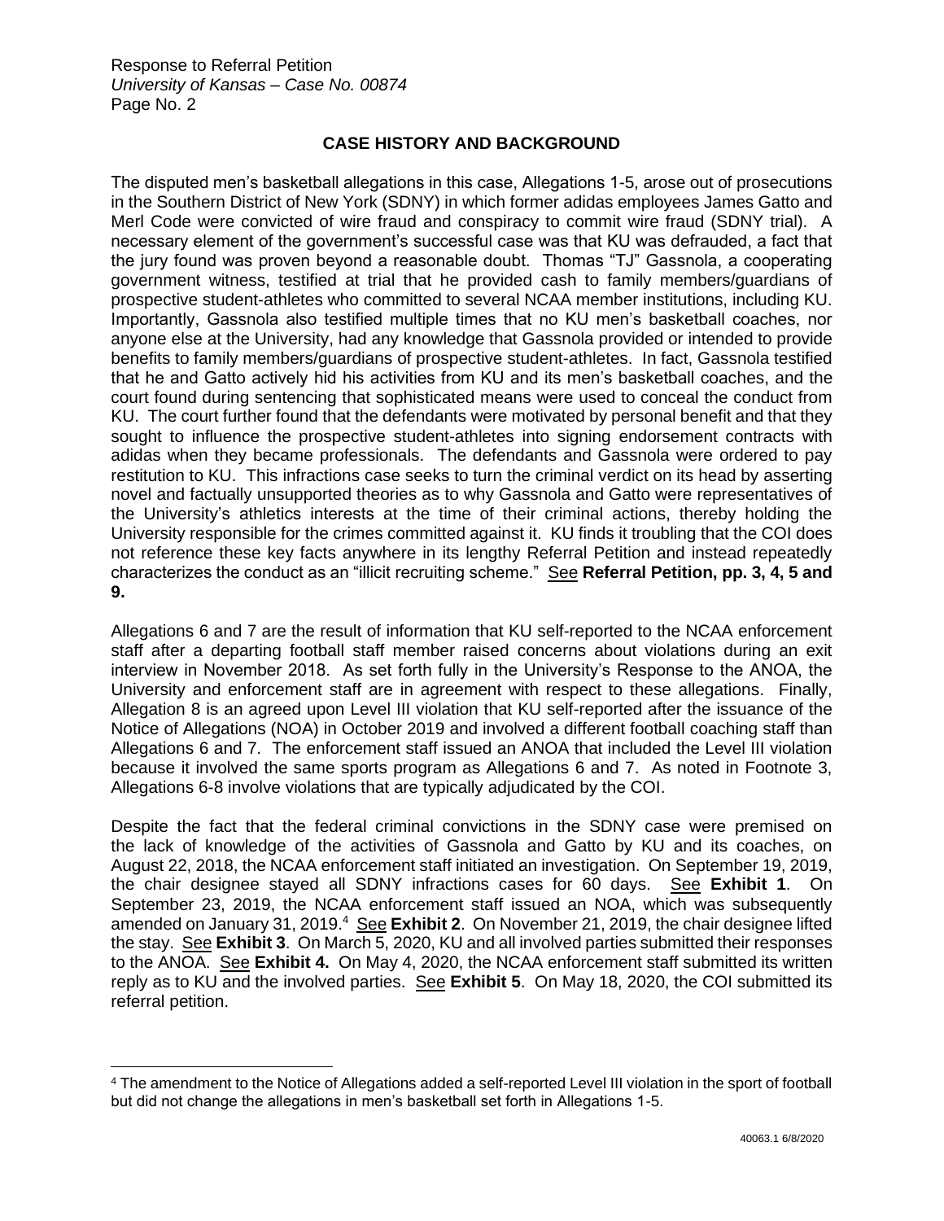## CASE HISTORY AND BACKGROUND

The disputed men's basketball allegations in this case, Allegations 1-5, arose out of prosecutions in the Southern District of New York (SDNY) in which former adidas employees James Gatto and Merl Code were convicted of wire fraud and conspiracy to commit wire fraud (SDNY trial). A necessary element of the government's successful case was that KU was defrauded, a fact that the jury found was proven beyond a reasonable doubt. Thomas "TJ" Gassnola, a cooperating government witness, testified at trial that he provided cash to family members/guardians of prospective student-athletes who committed to several NCAA member institutions, including KU. Importantly, Gassnola also testified multiple times that no KU men's basketball coaches, nor anyone else at the University, had any knowledge that Gassnola provided or intended to provide benefits to family members/guardians of prospective student-athletes. In fact, Gassnola testified that he and Gatto actively hid his activities from KU and its men's basketball coaches, and the court found during sentencing that sophisticated means were used to conceal the conduct from KU. The court further found that the defendants were motivated by personal benefit and that they sought to influence the prospective student-athletes into signing endorsement contracts with adidas when they became professionals. The defendants and Gassnola were ordered to pay restitution to KU. This infractions case seeks to turn the criminal verdict on its head by asserting novel and factually unsupported theories as to why Gassnola and Gatto were representatives of the University's athletics interests at the time of their criminal actions, thereby holding the University responsible for the crimes committed against it. KU finds it troubling that the COI does not reference these key facts anywhere in its lengthy Referral Petition and instead repeatedly characterizes the conduct as an "illicit recruiting scheme." See **Referral Petition, pp. 3, 4, 5 and 9.**

Allegations 6 and 7 are the result of information that KU self-reported to the NCAA enforcement staff after a departing football staff member raised concerns about violations during an exit interview in November 2018. As set forth fully in the University's Response to the ANOA, the University and enforcement staff are in agreement with respect to these allegations. Finally, Allegation 8 is an agreed upon Level III violation that KU self-reported after the issuance of the Notice of Allegations (NOA) in October 2019 and involved a different football coaching staff than Allegations 6 and 7. The enforcement staff issued an ANOA that included the Level III violation because it involved the same sports program as Allegations 6 and 7. As noted in Footnote 3, Allegations 6-8 involve violations that are typically adjudicated by the COI.

Despite the fact that the federal criminal convictions in the SDNY case were premised on the lack of knowledge of the activities of Gassnola and Gatto by KU and its coaches, on August 22, 2018, the NCAA enforcement staff initiated an investigation. On September 19, 2019, the chair designee stayed all SDNY infractions cases for 60 days. See **Exhibit 1**. On September 23, 2019, the NCAA enforcement staff issued an NOA, which was subsequently amended on January 31, 2019.[4] See **Exhibit 2**. On November 21, 2019, the chair designee lifted the stay. See **Exhibit 3**. On March 5, 2020, KU and all involved parties submitted their responses to the ANOA. See **Exhibit 4.** On May 4, 2020, the NCAA enforcement staff submitted its written reply as to KU and the involved parties. See **Exhibit 5**. On May 18, 2020, the COI submitted its referral petition.

---

[4] The amendment to the Notice of Allegations added a self-reported Level III violation in the sport of football but did not change the allegations in men's basketball set forth in Allegations 1-5.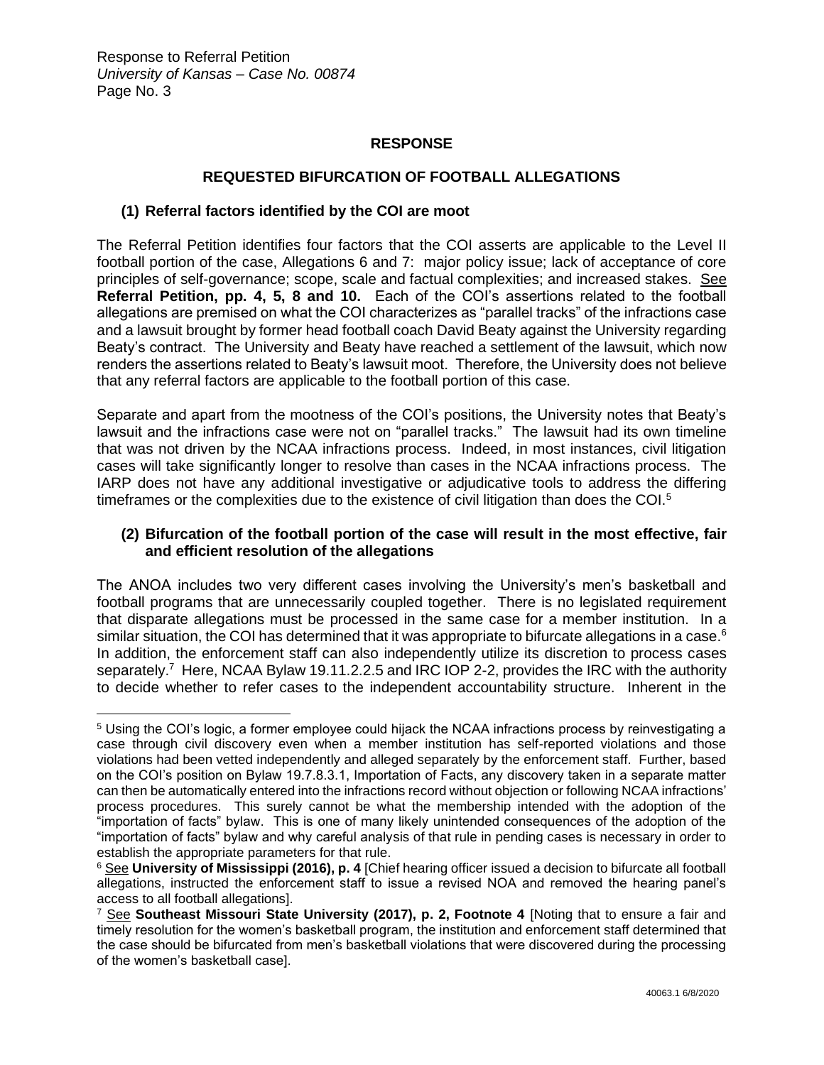## RESPONSE

### REQUESTED BIFURCATION OF FOOTBALL ALLEGATIONS

**(1) Referral factors identified by the COI are moot**

The Referral Petition identifies four factors that the COI asserts are applicable to the Level II football portion of the case, Allegations 6 and 7: major policy issue; lack of acceptance of core principles of self-governance; scope, scale and factual complexities; and increased stakes. See **Referral Petition, pp. 4, 5, 8 and 10.** Each of the COI's assertions related to the football allegations are premised on what the COI characterizes as "parallel tracks" of the infractions case and a lawsuit brought by former head football coach David Beaty against the University regarding Beaty's contract. The University and Beaty have reached a settlement of the lawsuit, which now renders the assertions related to Beaty's lawsuit moot. Therefore, the University does not believe that any referral factors are applicable to the football portion of this case.

Separate and apart from the mootness of the COI's positions, the University notes that Beaty's lawsuit and the infractions case were not on "parallel tracks." The lawsuit had its own timeline that was not driven by the NCAA infractions process. Indeed, in most instances, civil litigation cases will take significantly longer to resolve than cases in the NCAA infractions process. The IARP does not have any additional investigative or adjudicative tools to address the differing timeframes or the complexities due to the existence of civil litigation than does the COI.[5]

**(2) Bifurcation of the football portion of the case will result in the most effective, fair and efficient resolution of the allegations**

The ANOA includes two very different cases involving the University's men's basketball and football programs that are unnecessarily coupled together. There is no legislated requirement that disparate allegations must be processed in the same case for a member institution. In a similar situation, the COI has determined that it was appropriate to bifurcate allegations in a case.[6] In addition, the enforcement staff can also independently utilize its discretion to process cases separately.[7] Here, NCAA Bylaw 19.11.2.2.5 and IRC IOP 2-2, provides the IRC with the authority to decide whether to refer cases to the independent accountability structure. Inherent in the

---

[5] Using the COI's logic, a former employee could hijack the NCAA infractions process by reinvestigating a case through civil discovery even when a member institution has self-reported violations and those violations had been vetted independently and alleged separately by the enforcement staff. Further, based on the COI's position on Bylaw 19.7.8.3.1, Importation of Facts, any discovery taken in a separate matter can then be automatically entered into the infractions record without objection or following NCAA infractions' process procedures. This surely cannot be what the membership intended with the adoption of the "importation of facts" bylaw. This is one of many likely unintended consequences of the adoption of the "importation of facts" bylaw and why careful analysis of that rule in pending cases is necessary in order to establish the appropriate parameters for that rule.

[6] See **University of Mississippi (2016), p. 4** [Chief hearing officer issued a decision to bifurcate all football allegations, instructed the enforcement staff to issue a revised NOA and removed the hearing panel's access to all football allegations].

[7] See **Southeast Missouri State University (2017), p. 2, Footnote 4** [Noting that to ensure a fair and timely resolution for the women's basketball program, the institution and enforcement staff determined that the case should be bifurcated from men's basketball violations that were discovered during the processing of the women's basketball case].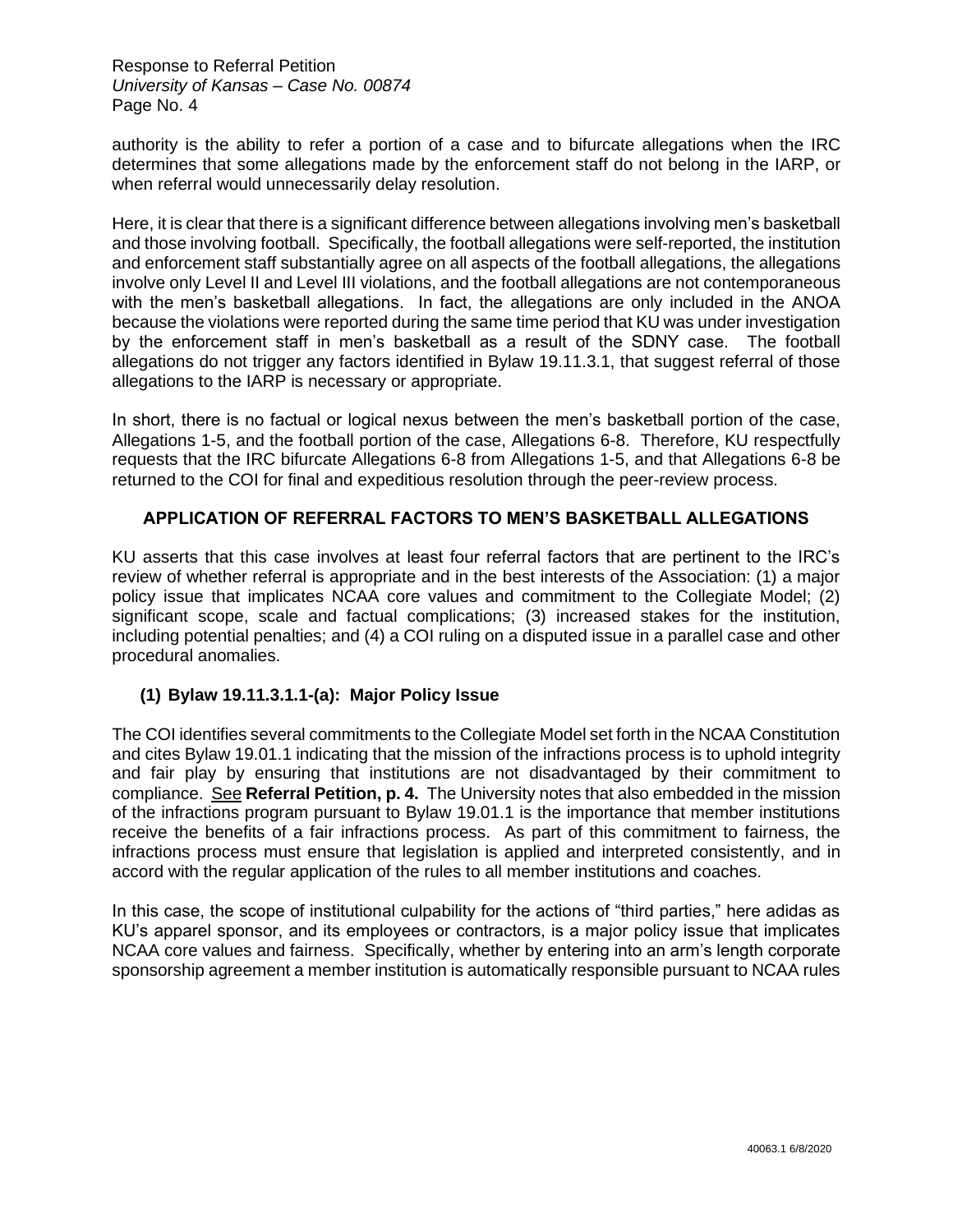authority is the ability to refer a portion of a case and to bifurcate allegations when the IRC determines that some allegations made by the enforcement staff do not belong in the IARP, or when referral would unnecessarily delay resolution.

Here, it is clear that there is a significant difference between allegations involving men's basketball and those involving football. Specifically, the football allegations were self-reported, the institution and enforcement staff substantially agree on all aspects of the football allegations, the allegations involve only Level II and Level III violations, and the football allegations are not contemporaneous with the men's basketball allegations. In fact, the allegations are only included in the ANOA because the violations were reported during the same time period that KU was under investigation by the enforcement staff in men's basketball as a result of the SDNY case. The football allegations do not trigger any factors identified in Bylaw 19.11.3.1, that suggest referral of those allegations to the IARP is necessary or appropriate.

In short, there is no factual or logical nexus between the men's basketball portion of the case, Allegations 1-5, and the football portion of the case, Allegations 6-8. Therefore, KU respectfully requests that the IRC bifurcate Allegations 6-8 from Allegations 1-5, and that Allegations 6-8 be returned to the COI for final and expeditious resolution through the peer-review process.

## APPLICATION OF REFERRAL FACTORS TO MEN'S BASKETBALL ALLEGATIONS

KU asserts that this case involves at least four referral factors that are pertinent to the IRC's review of whether referral is appropriate and in the best interests of the Association: (1) a major policy issue that implicates NCAA core values and commitment to the Collegiate Model; (2) significant scope, scale and factual complications; (3) increased stakes for the institution, including potential penalties; and (4) a COI ruling on a disputed issue in a parallel case and other procedural anomalies.

### (1) Bylaw 19.11.3.1.1-(a): Major Policy Issue

The COI identifies several commitments to the Collegiate Model set forth in the NCAA Constitution and cites Bylaw 19.01.1 indicating that the mission of the infractions process is to uphold integrity and fair play by ensuring that institutions are not disadvantaged by their commitment to compliance. See **Referral Petition, p. 4.** The University notes that also embedded in the mission of the infractions program pursuant to Bylaw 19.01.1 is the importance that member institutions receive the benefits of a fair infractions process. As part of this commitment to fairness, the infractions process must ensure that legislation is applied and interpreted consistently, and in accord with the regular application of the rules to all member institutions and coaches.

In this case, the scope of institutional culpability for the actions of "third parties," here adidas as KU's apparel sponsor, and its employees or contractors, is a major policy issue that implicates NCAA core values and fairness. Specifically, whether by entering into an arm's length corporate sponsorship agreement a member institution is automatically responsible pursuant to NCAA rules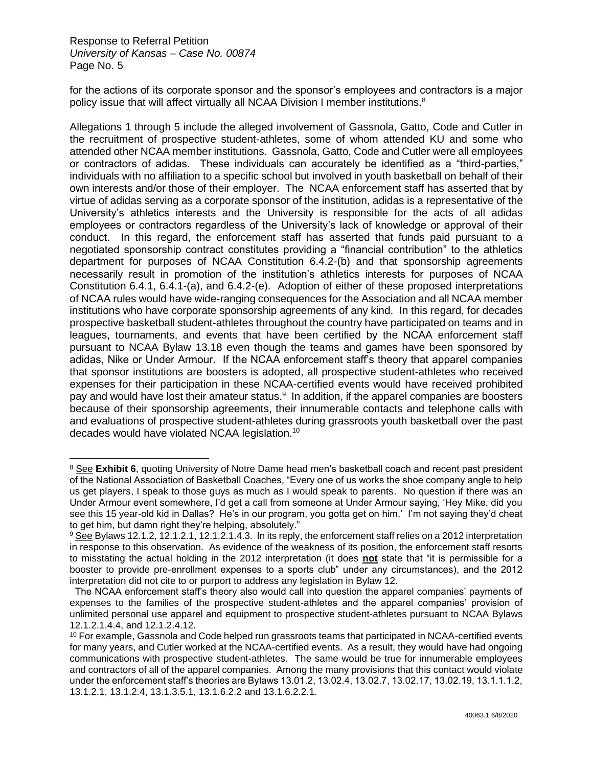for the actions of its corporate sponsor and the sponsor's employees and contractors is a major policy issue that will affect virtually all NCAA Division I member institutions.[8]

Allegations 1 through 5 include the alleged involvement of Gassnola, Gatto, Code and Cutler in the recruitment of prospective student-athletes, some of whom attended KU and some who attended other NCAA member institutions. Gassnola, Gatto, Code and Cutler were all employees or contractors of adidas. These individuals can accurately be identified as a "third-parties," individuals with no affiliation to a specific school but involved in youth basketball on behalf of their own interests and/or those of their employer. The NCAA enforcement staff has asserted that by virtue of adidas serving as a corporate sponsor of the institution, adidas is a representative of the University's athletics interests and the University is responsible for the acts of all adidas employees or contractors regardless of the University's lack of knowledge or approval of their conduct. In this regard, the enforcement staff has asserted that funds paid pursuant to a negotiated sponsorship contract constitutes providing a "financial contribution" to the athletics department for purposes of NCAA Constitution 6.4.2-(b) and that sponsorship agreements necessarily result in promotion of the institution's athletics interests for purposes of NCAA Constitution 6.4.1, 6.4.1-(a), and 6.4.2-(e). Adoption of either of these proposed interpretations of NCAA rules would have wide-ranging consequences for the Association and all NCAA member institutions who have corporate sponsorship agreements of any kind. In this regard, for decades prospective basketball student-athletes throughout the country have participated on teams and in leagues, tournaments, and events that have been certified by the NCAA enforcement staff pursuant to NCAA Bylaw 13.18 even though the teams and games have been sponsored by adidas, Nike or Under Armour. If the NCAA enforcement staff's theory that apparel companies that sponsor institutions are boosters is adopted, all prospective student-athletes who received expenses for their participation in these NCAA-certified events would have received prohibited pay and would have lost their amateur status.[9] In addition, if the apparel companies are boosters because of their sponsorship agreements, their innumerable contacts and telephone calls with and evaluations of prospective student-athletes during grassroots youth basketball over the past decades would have violated NCAA legislation.[10]

---

[8] See **Exhibit 6**, quoting University of Notre Dame head men's basketball coach and recent past president of the National Association of Basketball Coaches, "Every one of us works the shoe company angle to help us get players, I speak to those guys as much as I would speak to parents. No question if there was an Under Armour event somewhere, I'd get a call from someone at Under Armour saying, 'Hey Mike, did you see this 15 year-old kid in Dallas? He's in our program, you gotta get on him.' I'm not saying they'd cheat to get him, but damn right they're helping, absolutely."

[9] See Bylaws 12.1.2, 12.1.2.1, 12.1.2.1.4.3. In its reply, the enforcement staff relies on a 2012 interpretation in response to this observation. As evidence of the weakness of its position, the enforcement staff resorts to misstating the actual holding in the 2012 interpretation (it does **not** state that "it is permissible for a booster to provide pre-enrollment expenses to a sports club" under any circumstances), and the 2012 interpretation did not cite to or purport to address any legislation in Bylaw 12.

The NCAA enforcement staff's theory also would call into question the apparel companies' payments of expenses to the families of the prospective student-athletes and the apparel companies' provision of unlimited personal use apparel and equipment to prospective student-athletes pursuant to NCAA Bylaws 12.1.2.1.4.4, and 12.1.2.4.12.

[10] For example, Gassnola and Code helped run grassroots teams that participated in NCAA-certified events for many years, and Cutler worked at the NCAA-certified events. As a result, they would have had ongoing communications with prospective student-athletes. The same would be true for innumerable employees and contractors of all of the apparel companies. Among the many provisions that this contact would violate under the enforcement staff's theories are Bylaws 13.01.2, 13.02.4, 13.02.7, 13.02.17, 13.02.19, 13.1.1.1.2, 13.1.2.1, 13.1.2.4, 13.1.3.5.1, 13.1.6.2.2 and 13.1.6.2.2.1.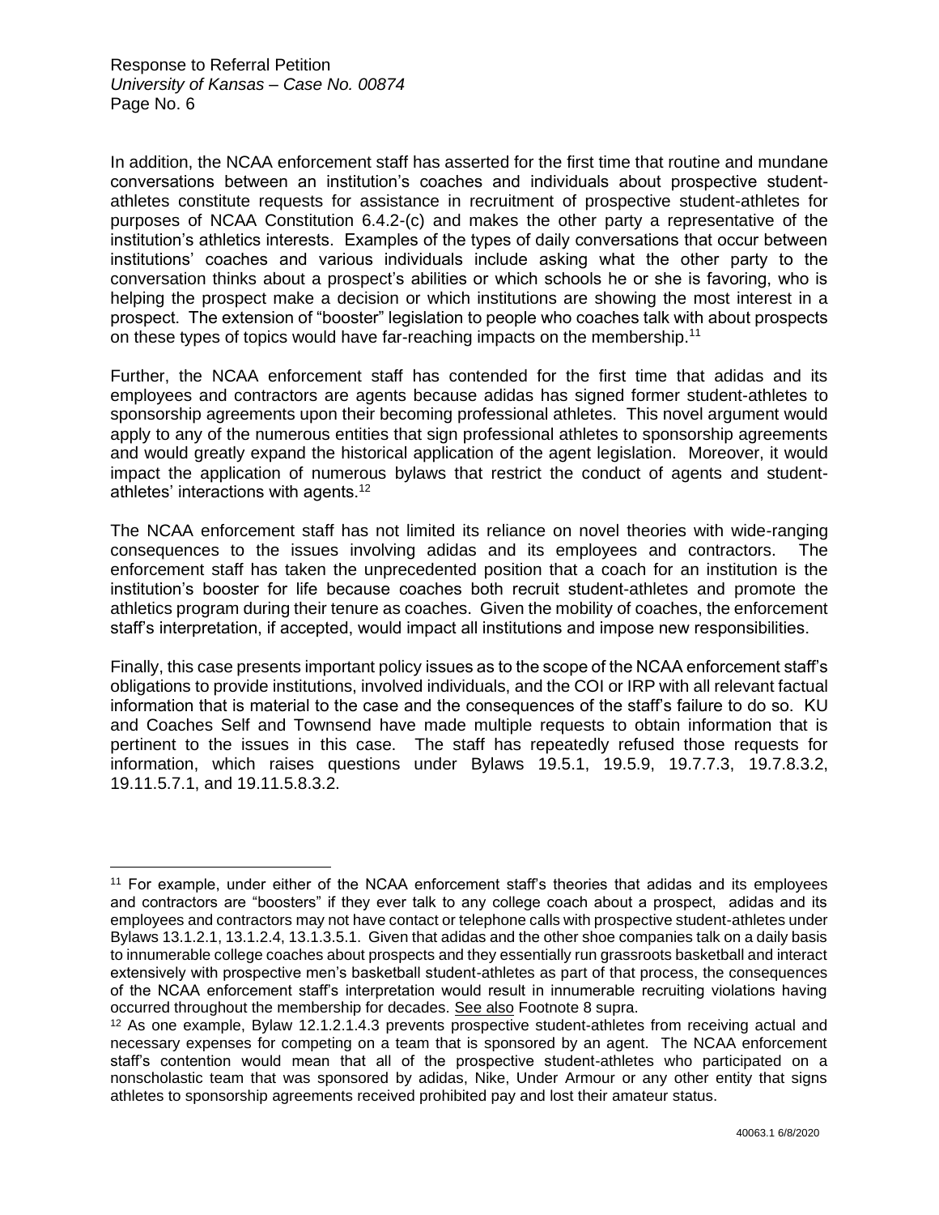In addition, the NCAA enforcement staff has asserted for the first time that routine and mundane conversations between an institution's coaches and individuals about prospective student-athletes constitute requests for assistance in recruitment of prospective student-athletes for purposes of NCAA Constitution 6.4.2-(c) and makes the other party a representative of the institution's athletics interests. Examples of the types of daily conversations that occur between institutions' coaches and various individuals include asking what the other party to the conversation thinks about a prospect's abilities or which schools he or she is favoring, who is helping the prospect make a decision or which institutions are showing the most interest in a prospect. The extension of "booster" legislation to people who coaches talk with about prospects on these types of topics would have far-reaching impacts on the membership.[11]

Further, the NCAA enforcement staff has contended for the first time that adidas and its employees and contractors are agents because adidas has signed former student-athletes to sponsorship agreements upon their becoming professional athletes. This novel argument would apply to any of the numerous entities that sign professional athletes to sponsorship agreements and would greatly expand the historical application of the agent legislation. Moreover, it would impact the application of numerous bylaws that restrict the conduct of agents and student-athletes' interactions with agents.[12]

The NCAA enforcement staff has not limited its reliance on novel theories with wide-ranging consequences to the issues involving adidas and its employees and contractors. The enforcement staff has taken the unprecedented position that a coach for an institution is the institution's booster for life because coaches both recruit student-athletes and promote the athletics program during their tenure as coaches. Given the mobility of coaches, the enforcement staff's interpretation, if accepted, would impact all institutions and impose new responsibilities.

Finally, this case presents important policy issues as to the scope of the NCAA enforcement staff's obligations to provide institutions, involved individuals, and the COI or IRP with all relevant factual information that is material to the case and the consequences of the staff's failure to do so. KU and Coaches Self and Townsend have made multiple requests to obtain information that is pertinent to the issues in this case. The staff has repeatedly refused those requests for information, which raises questions under Bylaws 19.5.1, 19.5.9, 19.7.7.3, 19.7.8.3.2, 19.11.5.7.1, and 19.11.5.8.3.2.

---

[11] For example, under either of the NCAA enforcement staff's theories that adidas and its employees and contractors are "boosters" if they ever talk to any college coach about a prospect, adidas and its employees and contractors may not have contact or telephone calls with prospective student-athletes under Bylaws 13.1.2.1, 13.1.2.4, 13.1.3.5.1. Given that adidas and the other shoe companies talk on a daily basis to innumerable college coaches about prospects and they essentially run grassroots basketball and interact extensively with prospective men's basketball student-athletes as part of that process, the consequences of the NCAA enforcement staff's interpretation would result in innumerable recruiting violations having occurred throughout the membership for decades. See also Footnote 8 supra.

[12] As one example, Bylaw 12.1.2.1.4.3 prevents prospective student-athletes from receiving actual and necessary expenses for competing on a team that is sponsored by an agent. The NCAA enforcement staff's contention would mean that all of the prospective student-athletes who participated on a nonscholastic team that was sponsored by adidas, Nike, Under Armour or any other entity that signs athletes to sponsorship agreements received prohibited pay and lost their amateur status.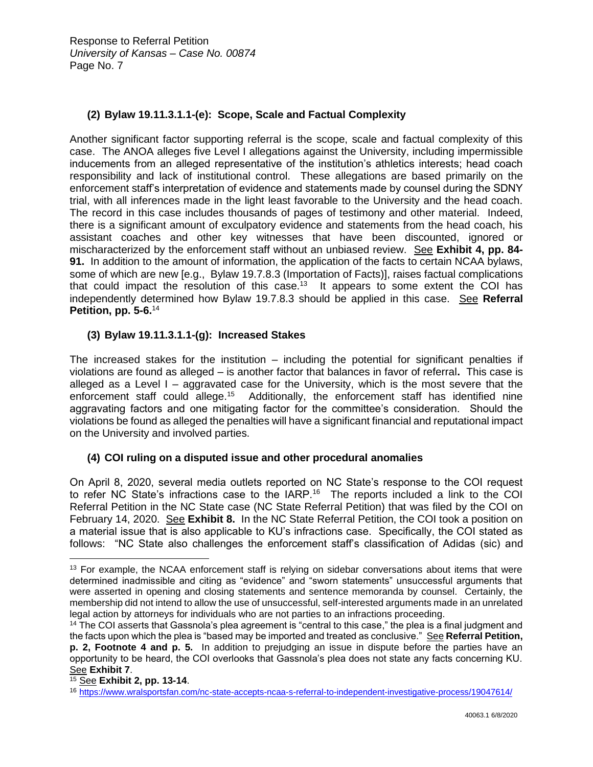### (2) Bylaw 19.11.3.1.1-(e): Scope, Scale and Factual Complexity

Another significant factor supporting referral is the scope, scale and factual complexity of this case. The ANOA alleges five Level I allegations against the University, including impermissible inducements from an alleged representative of the institution's athletics interests; head coach responsibility and lack of institutional control. These allegations are based primarily on the enforcement staff's interpretation of evidence and statements made by counsel during the SDNY trial, with all inferences made in the light least favorable to the University and the head coach. The record in this case includes thousands of pages of testimony and other material. Indeed, there is a significant amount of exculpatory evidence and statements from the head coach, his assistant coaches and other key witnesses that have been discounted, ignored or mischaracterized by the enforcement staff without an unbiased review. See **Exhibit 4, pp. 84-91.** In addition to the amount of information, the application of the facts to certain NCAA bylaws, some of which are new [e.g., Bylaw 19.7.8.3 (Importation of Facts)], raises factual complications that could impact the resolution of this case.[13] It appears to some extent the COI has independently determined how Bylaw 19.7.8.3 should be applied in this case. See **Referral Petition, pp. 5-6.**[14]

### (3) Bylaw 19.11.3.1.1-(g): Increased Stakes

The increased stakes for the institution – including the potential for significant penalties if violations are found as alleged – is another factor that balances in favor of referral**.** This case is alleged as a Level I – aggravated case for the University, which is the most severe that the enforcement staff could allege.[15] Additionally, the enforcement staff has identified nine aggravating factors and one mitigating factor for the committee's consideration. Should the violations be found as alleged the penalties will have a significant financial and reputational impact on the University and involved parties.

### (4) COI ruling on a disputed issue and other procedural anomalies

On April 8, 2020, several media outlets reported on NC State's response to the COI request to refer NC State's infractions case to the IARP.[16] The reports included a link to the COI Referral Petition in the NC State case (NC State Referral Petition) that was filed by the COI on February 14, 2020. See **Exhibit 8.** In the NC State Referral Petition, the COI took a position on a material issue that is also applicable to KU's infractions case. Specifically, the COI stated as follows: "NC State also challenges the enforcement staff's classification of Adidas (sic) and

---

[13] For example, the NCAA enforcement staff is relying on sidebar conversations about items that were determined inadmissible and citing as "evidence" and "sworn statements" unsuccessful arguments that were asserted in opening and closing statements and sentence memoranda by counsel. Certainly, the membership did not intend to allow the use of unsuccessful, self-interested arguments made in an unrelated legal action by attorneys for individuals who are not parties to an infractions proceeding.

[14] The COI asserts that Gassnola's plea agreement is "central to this case," the plea is a final judgment and the facts upon which the plea is "based may be imported and treated as conclusive." See **Referral Petition, p. 2, Footnote 4 and p. 5.** In addition to prejudging an issue in dispute before the parties have an opportunity to be heard, the COI overlooks that Gassnola's plea does not state any facts concerning KU. See **Exhibit 7**.

[15] See **Exhibit 2, pp. 13-14**.

[16] https://www.wralsportsfan.com/nc-state-accepts-ncaa-s-referral-to-independent-investigative-process/19047614/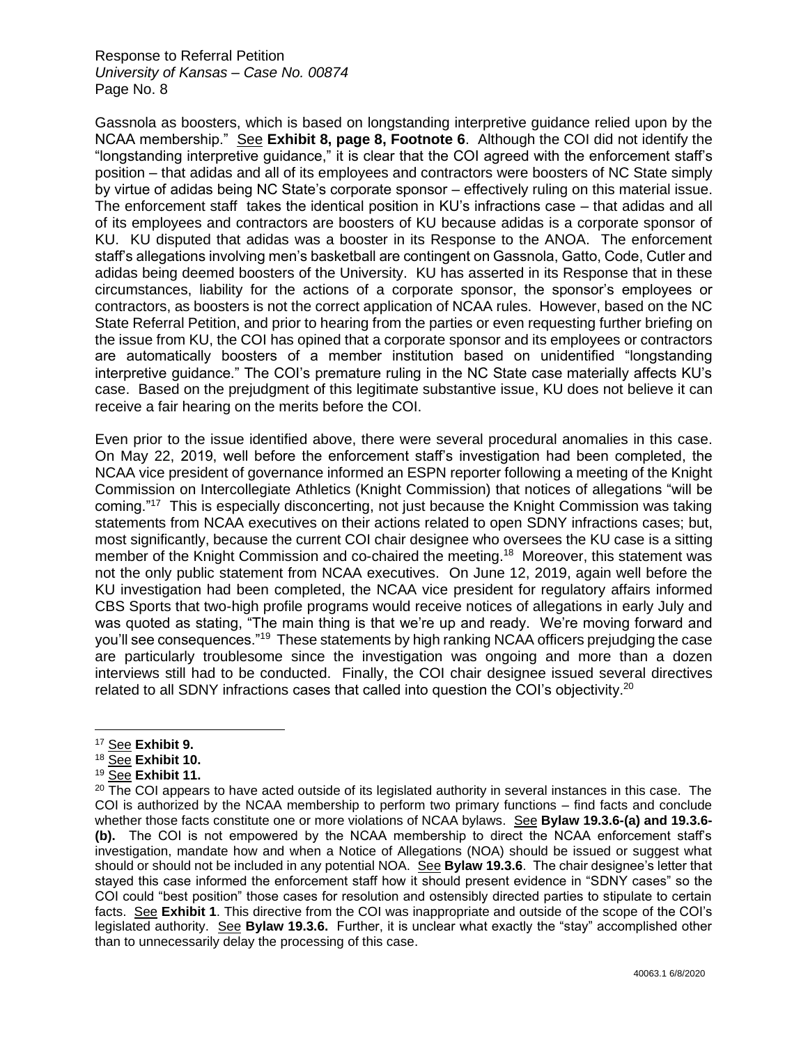Gassnola as boosters, which is based on longstanding interpretive guidance relied upon by the NCAA membership." See **Exhibit 8, page 8, Footnote 6**. Although the COI did not identify the "longstanding interpretive guidance," it is clear that the COI agreed with the enforcement staff's position – that adidas and all of its employees and contractors were boosters of NC State simply by virtue of adidas being NC State's corporate sponsor – effectively ruling on this material issue. The enforcement staff takes the identical position in KU's infractions case – that adidas and all of its employees and contractors are boosters of KU because adidas is a corporate sponsor of KU. KU disputed that adidas was a booster in its Response to the ANOA. The enforcement staff's allegations involving men's basketball are contingent on Gassnola, Gatto, Code, Cutler and adidas being deemed boosters of the University. KU has asserted in its Response that in these circumstances, liability for the actions of a corporate sponsor, the sponsor's employees or contractors, as boosters is not the correct application of NCAA rules. However, based on the NC State Referral Petition, and prior to hearing from the parties or even requesting further briefing on the issue from KU, the COI has opined that a corporate sponsor and its employees or contractors are automatically boosters of a member institution based on unidentified "longstanding interpretive guidance." The COI's premature ruling in the NC State case materially affects KU's case. Based on the prejudgment of this legitimate substantive issue, KU does not believe it can receive a fair hearing on the merits before the COI.

Even prior to the issue identified above, there were several procedural anomalies in this case. On May 22, 2019, well before the enforcement staff's investigation had been completed, the NCAA vice president of governance informed an ESPN reporter following a meeting of the Knight Commission on Intercollegiate Athletics (Knight Commission) that notices of allegations "will be coming."[17] This is especially disconcerting, not just because the Knight Commission was taking statements from NCAA executives on their actions related to open SDNY infractions cases; but, most significantly, because the current COI chair designee who oversees the KU case is a sitting member of the Knight Commission and co-chaired the meeting.[18] Moreover, this statement was not the only public statement from NCAA executives. On June 12, 2019, again well before the KU investigation had been completed, the NCAA vice president for regulatory affairs informed CBS Sports that two-high profile programs would receive notices of allegations in early July and was quoted as stating, "The main thing is that we're up and ready. We're moving forward and you'll see consequences."[19] These statements by high ranking NCAA officers prejudging the case are particularly troublesome since the investigation was ongoing and more than a dozen interviews still had to be conducted. Finally, the COI chair designee issued several directives related to all SDNY infractions cases that called into question the COI's objectivity.[20]

---

[17] See **Exhibit 9.**

[18] See **Exhibit 10.**

[19] See **Exhibit 11.**

[20] The COI appears to have acted outside of its legislated authority in several instances in this case. The COI is authorized by the NCAA membership to perform two primary functions – find facts and conclude whether those facts constitute one or more violations of NCAA bylaws. See **Bylaw 19.3.6-(a) and 19.3.6-(b).** The COI is not empowered by the NCAA membership to direct the NCAA enforcement staff's investigation, mandate how and when a Notice of Allegations (NOA) should be issued or suggest what should or should not be included in any potential NOA. See **Bylaw 19.3.6**. The chair designee's letter that stayed this case informed the enforcement staff how it should present evidence in "SDNY cases" so the COI could "best position" those cases for resolution and ostensibly directed parties to stipulate to certain facts. See **Exhibit 1**. This directive from the COI was inappropriate and outside of the scope of the COI's legislated authority. See **Bylaw 19.3.6.** Further, it is unclear what exactly the "stay" accomplished other than to unnecessarily delay the processing of this case.

40063.1 6/8/2020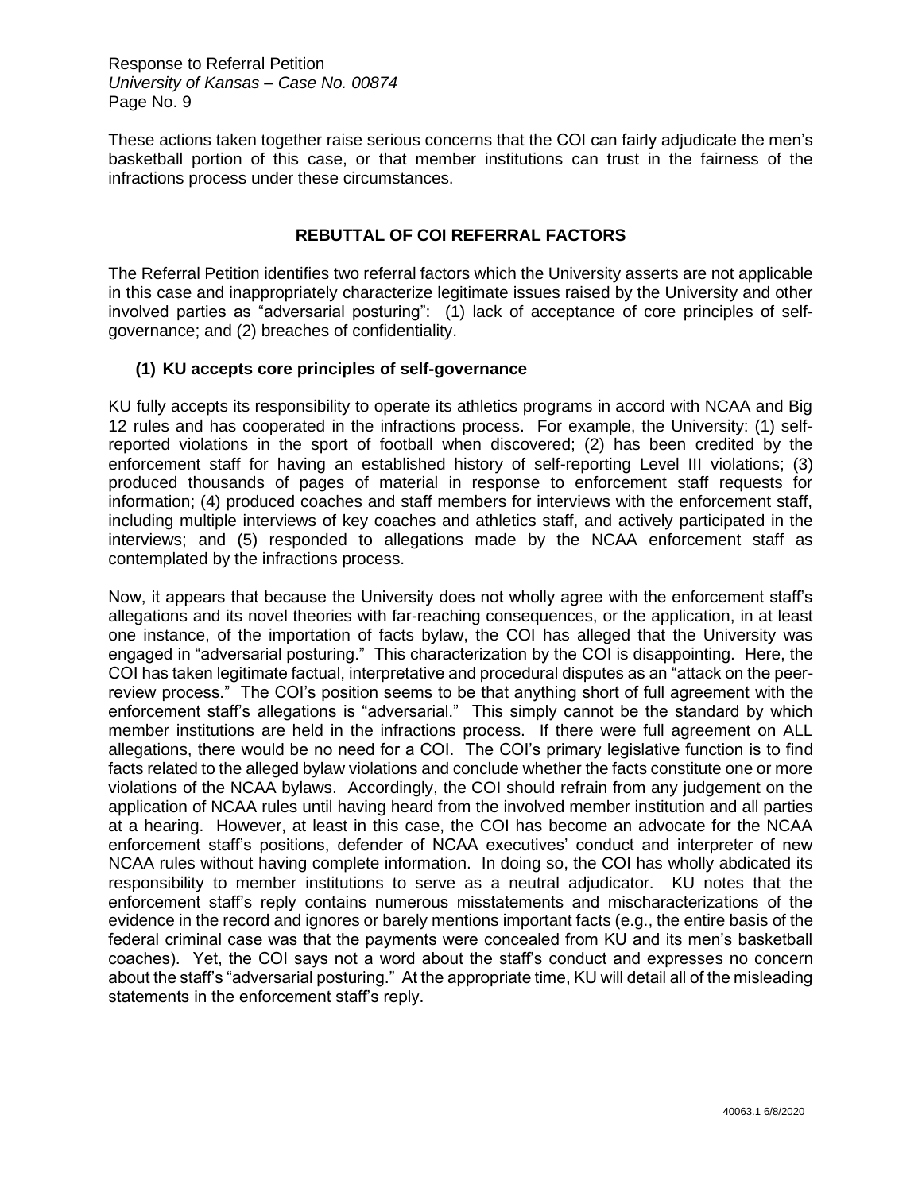These actions taken together raise serious concerns that the COI can fairly adjudicate the men's basketball portion of this case, or that member institutions can trust in the fairness of the infractions process under these circumstances.

## REBUTTAL OF COI REFERRAL FACTORS

The Referral Petition identifies two referral factors which the University asserts are not applicable in this case and inappropriately characterize legitimate issues raised by the University and other involved parties as "adversarial posturing": (1) lack of acceptance of core principles of self-governance; and (2) breaches of confidentiality.

### (1) KU accepts core principles of self-governance

KU fully accepts its responsibility to operate its athletics programs in accord with NCAA and Big 12 rules and has cooperated in the infractions process. For example, the University: (1) self-reported violations in the sport of football when discovered; (2) has been credited by the enforcement staff for having an established history of self-reporting Level III violations; (3) produced thousands of pages of material in response to enforcement staff requests for information; (4) produced coaches and staff members for interviews with the enforcement staff, including multiple interviews of key coaches and athletics staff, and actively participated in the interviews; and (5) responded to allegations made by the NCAA enforcement staff as contemplated by the infractions process.

Now, it appears that because the University does not wholly agree with the enforcement staff's allegations and its novel theories with far-reaching consequences, or the application, in at least one instance, of the importation of facts bylaw, the COI has alleged that the University was engaged in "adversarial posturing." This characterization by the COI is disappointing. Here, the COI has taken legitimate factual, interpretative and procedural disputes as an "attack on the peer-review process." The COI's position seems to be that anything short of full agreement with the enforcement staff's allegations is "adversarial." This simply cannot be the standard by which member institutions are held in the infractions process. If there were full agreement on ALL allegations, there would be no need for a COI. The COI's primary legislative function is to find facts related to the alleged bylaw violations and conclude whether the facts constitute one or more violations of the NCAA bylaws. Accordingly, the COI should refrain from any judgement on the application of NCAA rules until having heard from the involved member institution and all parties at a hearing. However, at least in this case, the COI has become an advocate for the NCAA enforcement staff's positions, defender of NCAA executives' conduct and interpreter of new NCAA rules without having complete information. In doing so, the COI has wholly abdicated its responsibility to member institutions to serve as a neutral adjudicator. KU notes that the enforcement staff's reply contains numerous misstatements and mischaracterizations of the evidence in the record and ignores or barely mentions important facts (e.g., the entire basis of the federal criminal case was that the payments were concealed from KU and its men's basketball coaches). Yet, the COI says not a word about the staff's conduct and expresses no concern about the staff's "adversarial posturing." At the appropriate time, KU will detail all of the misleading statements in the enforcement staff's reply.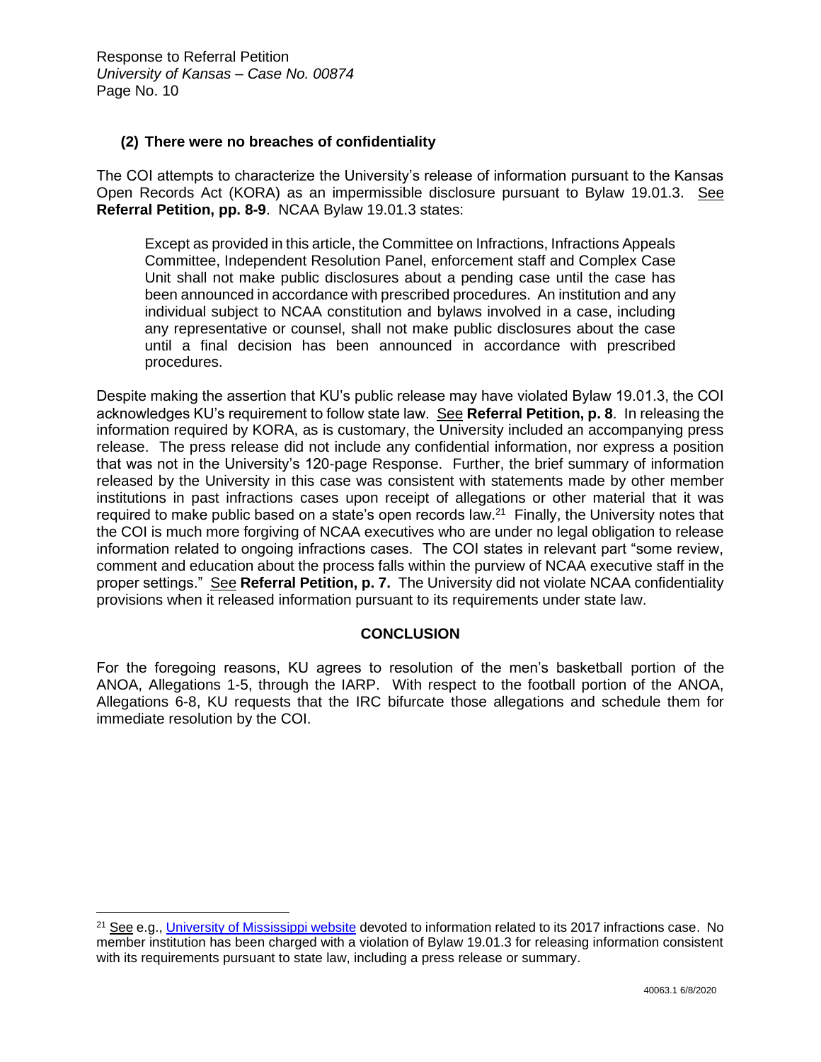### (2) There were no breaches of confidentiality

The COI attempts to characterize the University's release of information pursuant to the Kansas Open Records Act (KORA) as an impermissible disclosure pursuant to Bylaw 19.01.3. See **Referral Petition, pp. 8-9**. NCAA Bylaw 19.01.3 states:

> Except as provided in this article, the Committee on Infractions, Infractions Appeals Committee, Independent Resolution Panel, enforcement staff and Complex Case Unit shall not make public disclosures about a pending case until the case has been announced in accordance with prescribed procedures. An institution and any individual subject to NCAA constitution and bylaws involved in a case, including any representative or counsel, shall not make public disclosures about the case until a final decision has been announced in accordance with prescribed procedures.

Despite making the assertion that KU's public release may have violated Bylaw 19.01.3, the COI acknowledges KU's requirement to follow state law. See **Referral Petition, p. 8**. In releasing the information required by KORA, as is customary, the University included an accompanying press release. The press release did not include any confidential information, nor express a position that was not in the University's 120-page Response. Further, the brief summary of information released by the University in this case was consistent with statements made by other member institutions in past infractions cases upon receipt of allegations or other material that it was required to make public based on a state's open records law.[21] Finally, the University notes that the COI is much more forgiving of NCAA executives who are under no legal obligation to release information related to ongoing infractions cases. The COI states in relevant part "some review, comment and education about the process falls within the purview of NCAA executive staff in the proper settings." See **Referral Petition, p. 7.** The University did not violate NCAA confidentiality provisions when it released information pursuant to its requirements under state law.

## CONCLUSION

For the foregoing reasons, KU agrees to resolution of the men's basketball portion of the ANOA, Allegations 1-5, through the IARP. With respect to the football portion of the ANOA, Allegations 6-8, KU requests that the IRC bifurcate those allegations and schedule them for immediate resolution by the COI.

---

[21] See e.g., University of Mississippi website devoted to information related to its 2017 infractions case. No member institution has been charged with a violation of Bylaw 19.01.3 for releasing information consistent with its requirements pursuant to state law, including a press release or summary.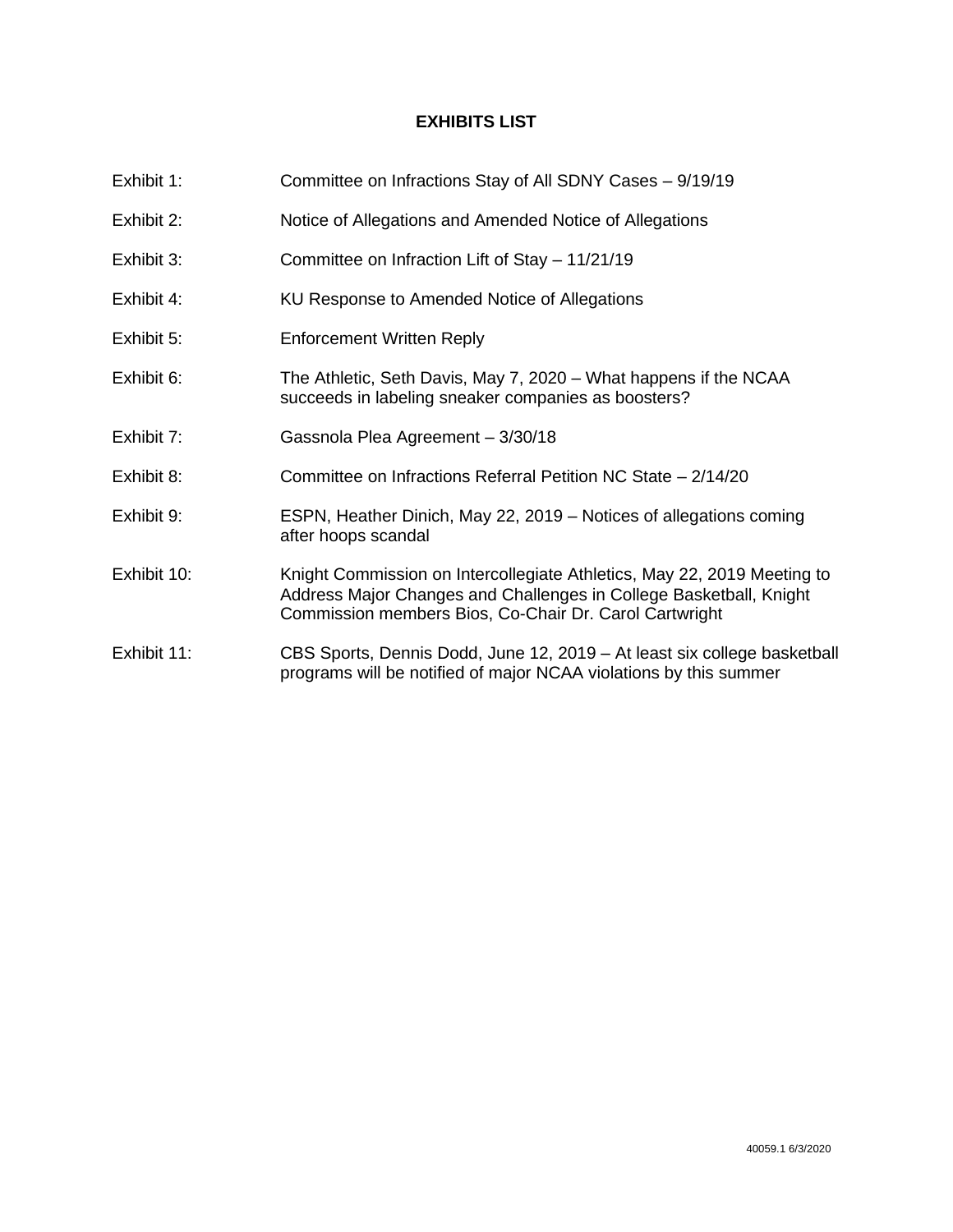**EXHIBITS LIST**

| | |
|---|---|
| Exhibit 1: | Committee on Infractions Stay of All SDNY Cases – 9/19/19 |
| Exhibit 2: | Notice of Allegations and Amended Notice of Allegations |
| Exhibit 3: | Committee on Infraction Lift of Stay – 11/21/19 |
| Exhibit 4: | KU Response to Amended Notice of Allegations |
| Exhibit 5: | Enforcement Written Reply |
| Exhibit 6: | The Athletic, Seth Davis, May 7, 2020 – What happens if the NCAA succeeds in labeling sneaker companies as boosters? |
| Exhibit 7: | Gassnola Plea Agreement – 3/30/18 |
| Exhibit 8: | Committee on Infractions Referral Petition NC State – 2/14/20 |
| Exhibit 9: | ESPN, Heather Dinich, May 22, 2019 – Notices of allegations coming after hoops scandal |
| Exhibit 10: | Knight Commission on Intercollegiate Athletics, May 22, 2019 Meeting to Address Major Changes and Challenges in College Basketball, Knight Commission members Bios, Co-Chair Dr. Carol Cartwright |
| Exhibit 11: | CBS Sports, Dennis Dodd, June 12, 2019 – At least six college basketball programs will be notified of major NCAA violations by this summer |

40059.1 6/3/2020